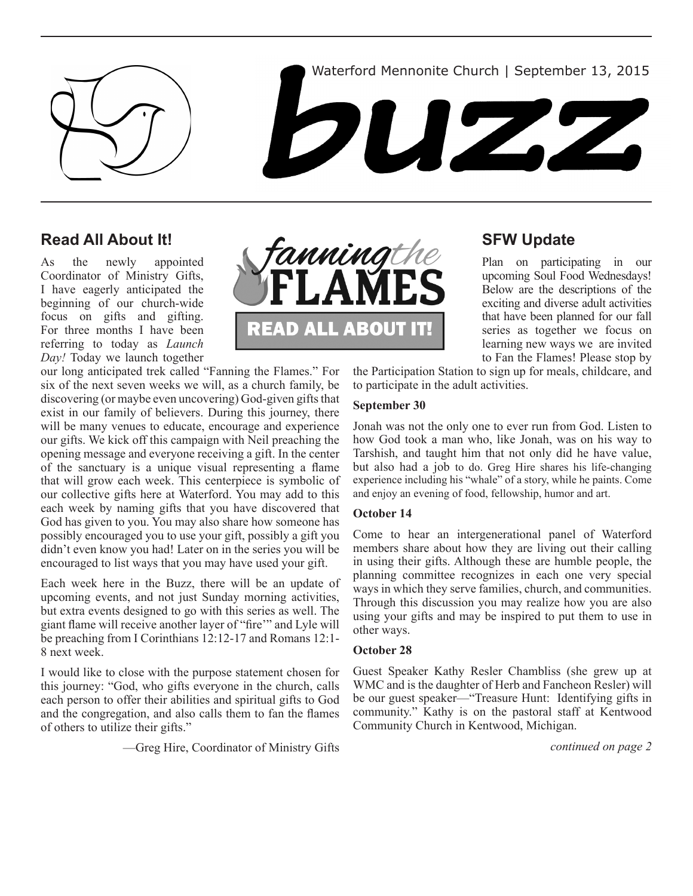Waterford Mennonite Church | September 13, 2015

# buzz

## Read All About It!

*fanning the* FLAMES

READ ALL ABOUT IT!

As the newly appointed Coordinator of Ministry Gifts, I have eagerly anticipated the beginning of our church-wide focus on gifts and gifting. For three months I have been referring to today as *Launch Day!* Today we launch together our long anticipated trek called "Fanning the Flames." For six of the next seven weeks we will, as a church family, be discovering (or maybe even uncovering) God-given gifts that exist in our family of believers. During this journey, there will be many venues to educate, encourage and experience our gifts. We kick off this campaign with Neil preaching the opening message and everyone receiving a gift. In the center of the sanctuary is a unique visual representing a flame that will grow each week. This centerpiece is symbolic of our collective gifts here at Waterford. You may add to this each week by naming gifts that you have discovered that God has given to you. You may also share how someone has possibly encouraged you to use your gift, possibly a gift you didn't even know you had! Later on in the series you will be encouraged to list ways that you may have used your gift.

Each week here in the Buzz, there will be an update of upcoming events, and not just Sunday morning activities, but extra events designed to go with this series as well. The giant flame will receive another layer of "fire'" and Lyle will be preaching from I Corinthians 12:12-17 and Romans 12:1-8 next week.

I would like to close with the purpose statement chosen for this journey: "God, who gifts everyone in the church, calls each person to offer their abilities and spiritual gifts to God and the congregation, and also calls them to fan the flames of others to utilize their gifts."

—Greg Hire, Coordinator of Ministry Gifts

## SFW Update

Plan on participating in our upcoming Soul Food Wednesdays! Below are the descriptions of the exciting and diverse adult activities that have been planned for our fall series as together we focus on learning new ways we are invited to Fan the Flames! Please stop by the Participation Station to sign up for meals, childcare, and to participate in the adult activities.

**September 30**

Jonah was not the only one to ever run from God. Listen to how God took a man who, like Jonah, was on his way to Tarshish, and taught him that not only did he have value, but also had a job to do. Greg Hire shares his life-changing experience including his "whale" of a story, while he paints. Come and enjoy an evening of food, fellowship, humor and art.

**October 14**

Come to hear an intergenerational panel of Waterford members share about how they are living out their calling in using their gifts. Although these are humble people, the planning committee recognizes in each one very special ways in which they serve families, church, and communities. Through this discussion you may realize how you are also using your gifts and may be inspired to put them to use in other ways.

**October 28**

Guest Speaker Kathy Resler Chambliss (she grew up at WMC and is the daughter of Herb and Fancheon Resler) will be our guest speaker—"Treasure Hunt: Identifying gifts in community." Kathy is on the pastoral staff at Kentwood Community Church in Kentwood, Michigan.

*continued on page 2*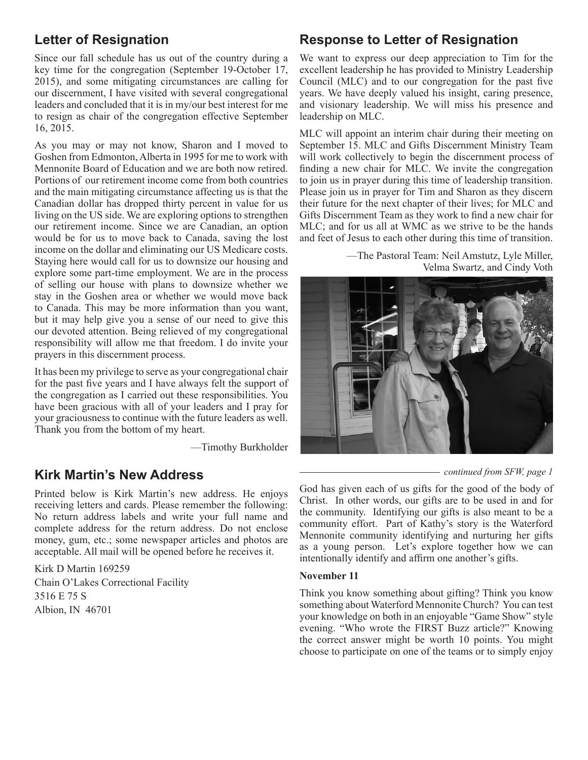## Letter of Resignation

Since our fall schedule has us out of the country during a key time for the congregation (September 19-October 17, 2015), and some mitigating circumstances are calling for our discernment, I have visited with several congregational leaders and concluded that it is in my/our best interest for me to resign as chair of the congregation effective September 16, 2015.

As you may or may not know, Sharon and I moved to Goshen from Edmonton, Alberta in 1995 for me to work with Mennonite Board of Education and we are both now retired. Portions of our retirement income come from both countries and the main mitigating circumstance affecting us is that the Canadian dollar has dropped thirty percent in value for us living on the US side. We are exploring options to strengthen our retirement income. Since we are Canadian, an option would be for us to move back to Canada, saving the lost income on the dollar and eliminating our US Medicare costs. Staying here would call for us to downsize our housing and explore some part-time employment. We are in the process of selling our house with plans to downsize whether we stay in the Goshen area or whether we would move back to Canada. This may be more information than you want, but it may help give you a sense of our need to give this our devoted attention. Being relieved of my congregational responsibility will allow me that freedom. I do invite your prayers in this discernment process.

It has been my privilege to serve as your congregational chair for the past five years and I have always felt the support of the congregation as I carried out these responsibilities. You have been gracious with all of your leaders and I pray for your graciousness to continue with the future leaders as well. Thank you from the bottom of my heart.

—Timothy Burkholder

## Kirk Martin's New Address

Printed below is Kirk Martin's new address. He enjoys receiving letters and cards. Please remember the following: No return address labels and write your full name and complete address for the return address. Do not enclose money, gum, etc.; some newspaper articles and photos are acceptable. All mail will be opened before he receives it.

Kirk D Martin 169259  
Chain O'Lakes Correctional Facility  
3516 E 75 S  
Albion, IN 46701

## Response to Letter of Resignation

We want to express our deep appreciation to Tim for the excellent leadership he has provided to Ministry Leadership Council (MLC) and to our congregation for the past five years. We have deeply valued his insight, caring presence, and visionary leadership. We will miss his presence and leadership on MLC.

MLC will appoint an interim chair during their meeting on September 15. MLC and Gifts Discernment Ministry Team will work collectively to begin the discernment process of finding a new chair for MLC. We invite the congregation to join us in prayer during this time of leadership transition. Please join us in prayer for Tim and Sharon as they discern their future for the next chapter of their lives; for MLC and Gifts Discernment Team as they work to find a new chair for MLC; and for us all at WMC as we strive to be the hands and feet of Jesus to each other during this time of transition.

—The Pastoral Team: Neil Amstutz, Lyle Miller, Velma Swartz, and Cindy Voth

*continued from SFW, page 1*

God has given each of us gifts for the good of the body of Christ. In other words, our gifts are to be used in and for the community. Identifying our gifts is also meant to be a community effort. Part of Kathy's story is the Waterford Mennonite community identifying and nurturing her gifts as a young person. Let's explore together how we can intentionally identify and affirm one another's gifts.

**November 11**

Think you know something about gifting? Think you know something about Waterford Mennonite Church? You can test your knowledge on both in an enjoyable "Game Show" style evening. "Who wrote the FIRST Buzz article?" Knowing the correct answer might be worth 10 points. You might choose to participate on one of the teams or to simply enjoy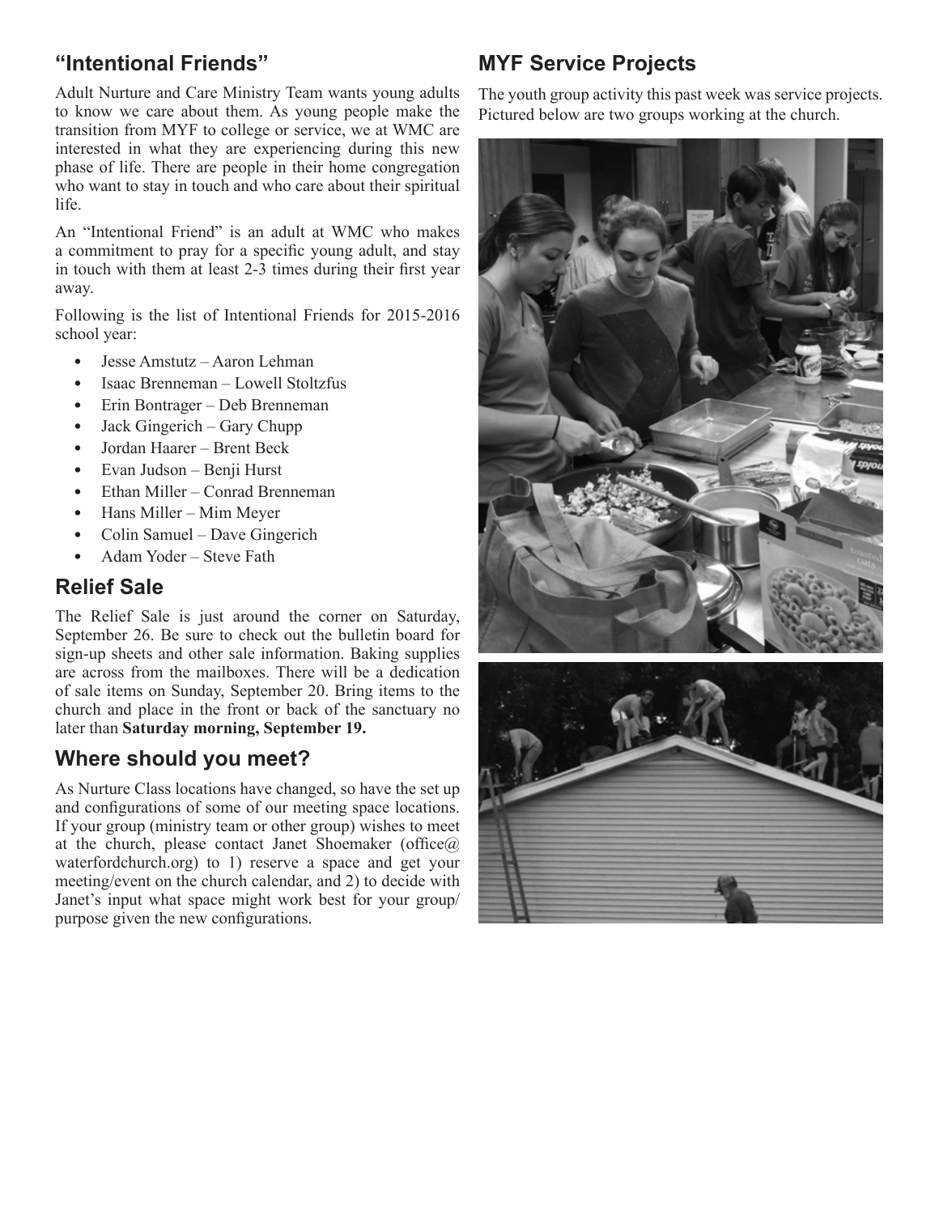## "Intentional Friends"

Adult Nurture and Care Ministry Team wants young adults to know we care about them. As young people make the transition from MYF to college or service, we at WMC are interested in what they are experiencing during this new phase of life. There are people in their home congregation who want to stay in touch and who care about their spiritual life.

An "Intentional Friend" is an adult at WMC who makes a commitment to pray for a specific young adult, and stay in touch with them at least 2-3 times during their first year away.

Following is the list of Intentional Friends for 2015-2016 school year:

- Jesse Amstutz – Aaron Lehman
- Isaac Brenneman – Lowell Stoltzfus
- Erin Bontrager – Deb Brenneman
- Jack Gingerich – Gary Chupp
- Jordan Haarer – Brent Beck
- Evan Judson – Benji Hurst
- Ethan Miller – Conrad Brenneman
- Hans Miller – Mim Meyer
- Colin Samuel – Dave Gingerich
- Adam Yoder – Steve Fath

## Relief Sale

The Relief Sale is just around the corner on Saturday, September 26. Be sure to check out the bulletin board for sign-up sheets and other sale information. Baking supplies are across from the mailboxes. There will be a dedication of sale items on Sunday, September 20. Bring items to the church and place in the front or back of the sanctuary no later than **Saturday morning, September 19.**

## Where should you meet?

As Nurture Class locations have changed, so have the set up and configurations of some of our meeting space locations. If your group (ministry team or other group) wishes to meet at the church, please contact Janet Shoemaker (office@waterfordchurch.org) to 1) reserve a space and get your meeting/event on the church calendar, and 2) to decide with Janet's input what space might work best for your group/purpose given the new configurations.

## MYF Service Projects

The youth group activity this past week was service projects. Pictured below are two groups working at the church.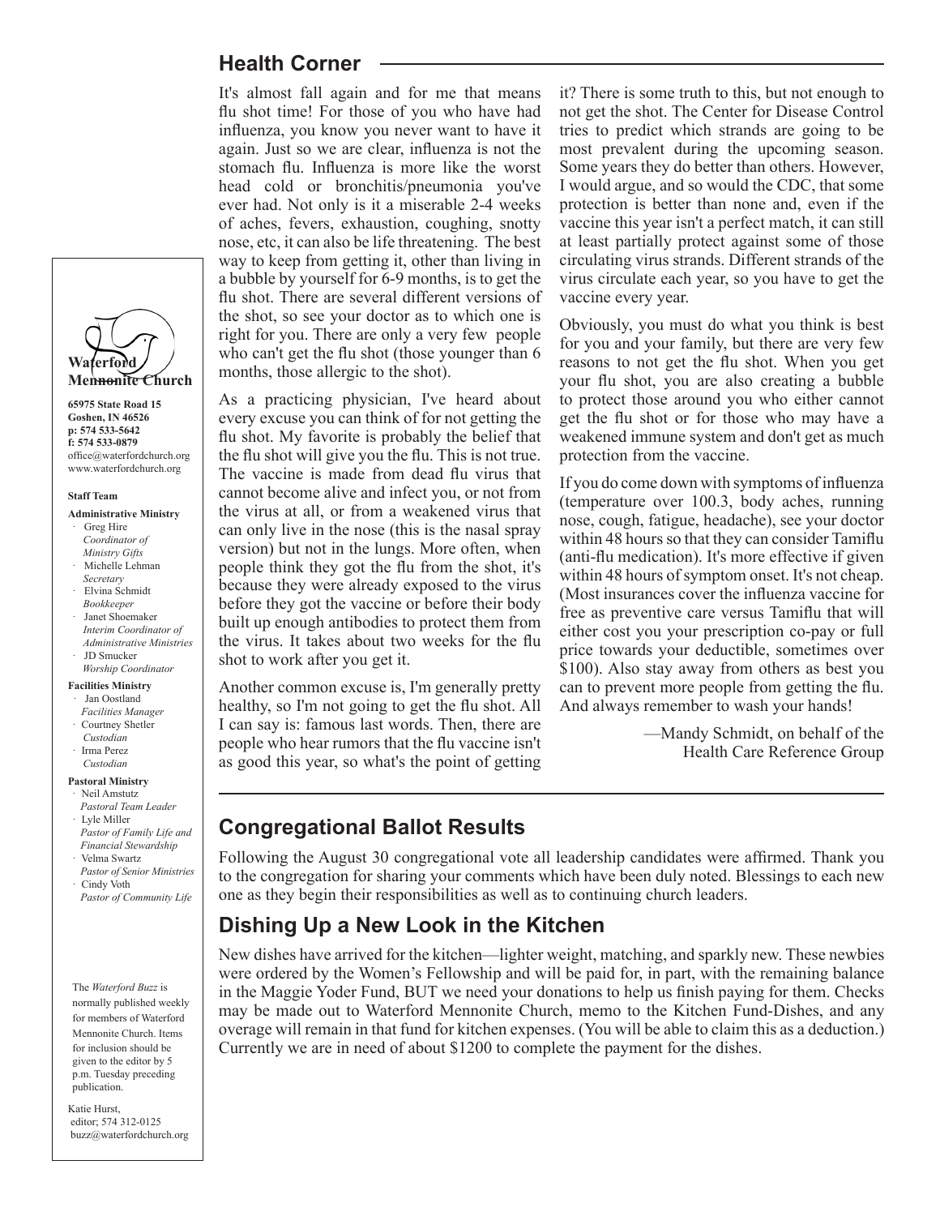## Health Corner

It's almost fall again and for me that means flu shot time! For those of you who have had influenza, you know you never want to have it again. Just so we are clear, influenza is not the stomach flu. Influenza is more like the worst head cold or bronchitis/pneumonia you've ever had. Not only is it a miserable 2-4 weeks of aches, fevers, exhaustion, coughing, snotty nose, etc, it can also be life threatening. The best way to keep from getting it, other than living in a bubble by yourself for 6-9 months, is to get the flu shot. There are several different versions of the shot, so see your doctor as to which one is right for you. There are only a very few people who can't get the flu shot (those younger than 6 months, those allergic to the shot).

As a practicing physician, I've heard about every excuse you can think of for not getting the flu shot. My favorite is probably the belief that the flu shot will give you the flu. This is not true. The vaccine is made from dead flu virus that cannot become alive and infect you, or not from the virus at all, or from a weakened virus that can only live in the nose (this is the nasal spray version) but not in the lungs. More often, when people think they got the flu from the shot, it's because they were already exposed to the virus before they got the vaccine or before their body built up enough antibodies to protect them from the virus. It takes about two weeks for the flu shot to work after you get it.

Another common excuse is, I'm generally pretty healthy, so I'm not going to get the flu shot. All I can say is: famous last words. Then, there are people who hear rumors that the flu vaccine isn't as good this year, so what's the point of getting it? There is some truth to this, but not enough to not get the shot. The Center for Disease Control tries to predict which strands are going to be most prevalent during the upcoming season. Some years they do better than others. However, I would argue, and so would the CDC, that some protection is better than none and, even if the vaccine this year isn't a perfect match, it can still at least partially protect against some of those circulating virus strands. Different strands of the virus circulate each year, so you have to get the vaccine every year.

Obviously, you must do what you think is best for you and your family, but there are very few reasons to not get the flu shot. When you get your flu shot, you are also creating a bubble to protect those around you who either cannot get the flu shot or for those who may have a weakened immune system and don't get as much protection from the vaccine.

If you do come down with symptoms of influenza (temperature over 100.3, body aches, running nose, cough, fatigue, headache), see your doctor within 48 hours so that they can consider Tamiflu (anti-flu medication). It's more effective if given within 48 hours of symptom onset. It's not cheap. (Most insurances cover the influenza vaccine for free as preventive care versus Tamiflu that will either cost you your prescription co-pay or full price towards your deductible, sometimes over $100). Also stay away from others as best you can to prevent more people from getting the flu. And always remember to wash your hands!

—Mandy Schmidt, on behalf of the Health Care Reference Group

## Congregational Ballot Results

Following the August 30 congregational vote all leadership candidates were affirmed. Thank you to the congregation for sharing your comments which have been duly noted. Blessings to each new one as they begin their responsibilities as well as to continuing church leaders.

## Dishing Up a New Look in the Kitchen

New dishes have arrived for the kitchen—lighter weight, matching, and sparkly new. These newbies were ordered by the Women's Fellowship and will be paid for, in part, with the remaining balance in the Maggie Yoder Fund, BUT we need your donations to help us finish paying for them. Checks may be made out to Waterford Mennonite Church, memo to the Kitchen Fund-Dishes, and any overage will remain in that fund for kitchen expenses. (You will be able to claim this as a deduction.) Currently we are in need of about $1200 to complete the payment for the dishes.

---

**Waterford Mennonite Church**

**65975 State Road 15**
**Goshen, IN 46526**
**p: 574 533-5642**
**f: 574 533-0879**
office@waterfordchurch.org
www.waterfordchurch.org

**Staff Team**

**Administrative Ministry**
- Greg Hire, *Coordinator of Ministry Gifts*
- Michelle Lehman, *Secretary*
- Elvina Schmidt, *Bookkeeper*
- Janet Shoemaker, *Interim Coordinator of Administrative Ministries*
- JD Smucker, *Worship Coordinator*

**Facilities Ministry**
- Jan Oostland, *Facilities Manager*
- Courtney Shetler, *Custodian*
- Irma Perez, *Custodian*

**Pastoral Ministry**
- Neil Amstutz, *Pastoral Team Leader*
- Lyle Miller, *Pastor of Family Life and Financial Stewardship*
- Velma Swartz, *Pastor of Senior Ministries*
- Cindy Voth, *Pastor of Community Life*

The *Waterford Buzz* is normally published weekly for members of Waterford Mennonite Church. Items for inclusion should be given to the editor by 5 p.m. Tuesday preceding publication.

Katie Hurst, editor; 574 312-0125
buzz@waterfordchurch.org